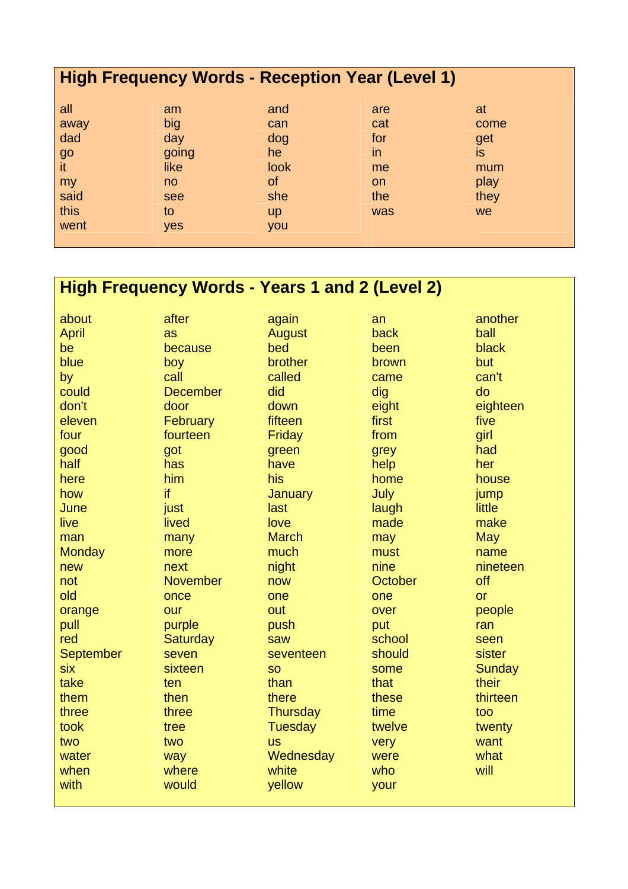## High Frequency Words - Reception Year (Level 1)

| | | | | |
|---|---|---|---|---|
| all | am | and | are | at |
| away | big | can | cat | come |
| dad | day | dog | for | get |
| go | going | he | in | is |
| it | like | look | me | mum |
| my | no | of | on | play |
| said | see | she | the | they |
| this | to | up | was | we |
| went | yes | you | | |

## High Frequency Words - Years 1 and 2 (Level 2)

| | | | | |
|---|---|---|---|---|
| about | after | again | an | another |
| April | as | August | back | ball |
| be | because | bed | been | black |
| blue | boy | brother | brown | but |
| by | call | called | came | can't |
| could | December | did | dig | do |
| don't | door | down | eight | eighteen |
| eleven | February | fifteen | first | five |
| four | fourteen | Friday | from | girl |
| good | got | green | grey | had |
| half | has | have | help | her |
| here | him | his | home | house |
| how | if | January | July | jump |
| June | just | last | laugh | little |
| live | lived | love | made | make |
| man | many | March | may | May |
| Monday | more | much | must | name |
| new | next | night | nine | nineteen |
| not | November | now | October | off |
| old | once | one | one | or |
| orange | our | out | over | people |
| pull | purple | push | put | ran |
| red | Saturday | saw | school | seen |
| September | seven | seventeen | should | sister |
| six | sixteen | so | some | Sunday |
| take | ten | than | that | their |
| them | then | there | these | thirteen |
| three | three | Thursday | time | too |
| took | tree | Tuesday | twelve | twenty |
| two | two | us | very | want |
| water | way | Wednesday | were | what |
| when | where | white | who | will |
| with | would | yellow | your | |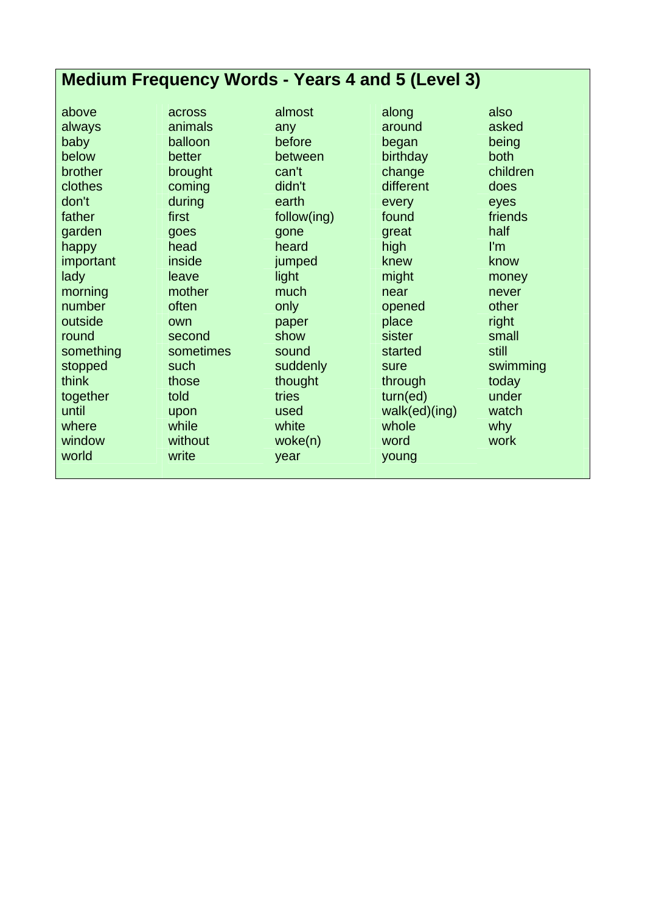## Medium Frequency Words - Years 4 and 5 (Level 3)

| | | | | |
|---|---|---|---|---|
| above | across | almost | along | also |
| always | animals | any | around | asked |
| baby | balloon | before | began | being |
| below | better | between | birthday | both |
| brother | brought | can't | change | children |
| clothes | coming | didn't | different | does |
| don't | during | earth | every | eyes |
| father | first | follow(ing) | found | friends |
| garden | goes | gone | great | half |
| happy | head | heard | high | I'm |
| important | inside | jumped | knew | know |
| lady | leave | light | might | money |
| morning | mother | much | near | never |
| number | often | only | opened | other |
| outside | own | paper | place | right |
| round | second | show | sister | small |
| something | sometimes | sound | started | still |
| stopped | such | suddenly | sure | swimming |
| think | those | thought | through | today |
| together | told | tries | turn(ed) | under |
| until | upon | used | walk(ed)(ing) | watch |
| where | while | white | whole | why |
| window | without | woke(n) | word | work |
| world | write | year | young | |